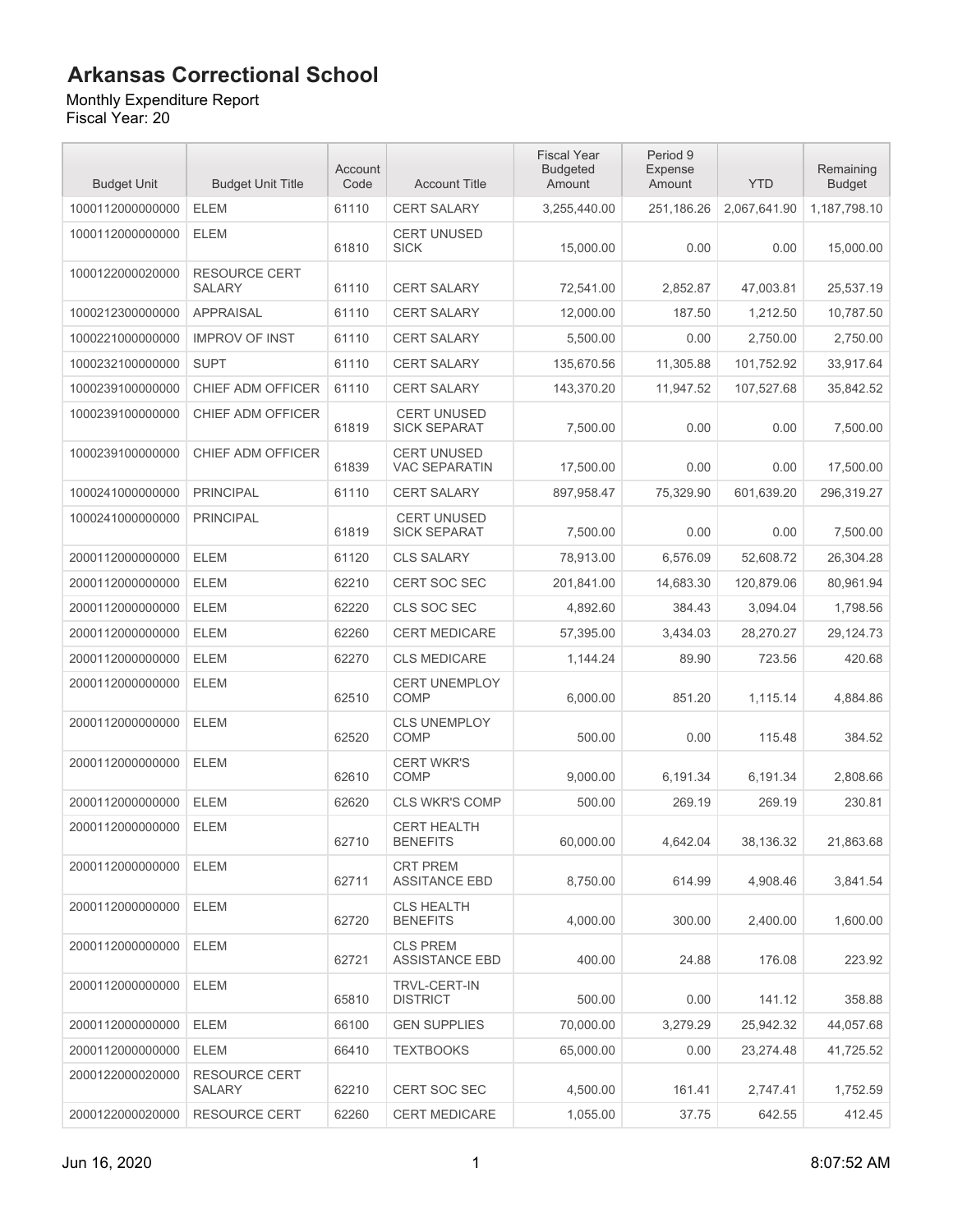# Arkansas Correctional School

Monthly Expenditure Report
Fiscal Year: 20

| Budget Unit | Budget Unit Title | Account Code | Account Title | Fiscal Year Budgeted Amount | Period 9 Expense Amount | YTD | Remaining Budget |
|---|---|---|---|---|---|---|---|
| 1000112000000000 | ELEM | 61110 | CERT SALARY | 3,255,440.00 | 251,186.26 | 2,067,641.90 | 1,187,798.10 |
| 1000112000000000 | ELEM | 61810 | CERT UNUSED SICK | 15,000.00 | 0.00 | 0.00 | 15,000.00 |
| 1000122000020000 | RESOURCE CERT SALARY | 61110 | CERT SALARY | 72,541.00 | 2,852.87 | 47,003.81 | 25,537.19 |
| 1000212300000000 | APPRAISAL | 61110 | CERT SALARY | 12,000.00 | 187.50 | 1,212.50 | 10,787.50 |
| 1000221000000000 | IMPROV OF INST | 61110 | CERT SALARY | 5,500.00 | 0.00 | 2,750.00 | 2,750.00 |
| 1000232100000000 | SUPT | 61110 | CERT SALARY | 135,670.56 | 11,305.88 | 101,752.92 | 33,917.64 |
| 1000239100000000 | CHIEF ADM OFFICER | 61110 | CERT SALARY | 143,370.20 | 11,947.52 | 107,527.68 | 35,842.52 |
| 1000239100000000 | CHIEF ADM OFFICER | 61819 | CERT UNUSED SICK SEPARAT | 7,500.00 | 0.00 | 0.00 | 7,500.00 |
| 1000239100000000 | CHIEF ADM OFFICER | 61839 | CERT UNUSED VAC SEPARATIN | 17,500.00 | 0.00 | 0.00 | 17,500.00 |
| 1000241000000000 | PRINCIPAL | 61110 | CERT SALARY | 897,958.47 | 75,329.90 | 601,639.20 | 296,319.27 |
| 1000241000000000 | PRINCIPAL | 61819 | CERT UNUSED SICK SEPARAT | 7,500.00 | 0.00 | 0.00 | 7,500.00 |
| 2000112000000000 | ELEM | 61120 | CLS SALARY | 78,913.00 | 6,576.09 | 52,608.72 | 26,304.28 |
| 2000112000000000 | ELEM | 62210 | CERT SOC SEC | 201,841.00 | 14,683.30 | 120,879.06 | 80,961.94 |
| 2000112000000000 | ELEM | 62220 | CLS SOC SEC | 4,892.60 | 384.43 | 3,094.04 | 1,798.56 |
| 2000112000000000 | ELEM | 62260 | CERT MEDICARE | 57,395.00 | 3,434.03 | 28,270.27 | 29,124.73 |
| 2000112000000000 | ELEM | 62270 | CLS MEDICARE | 1,144.24 | 89.90 | 723.56 | 420.68 |
| 2000112000000000 | ELEM | 62510 | CERT UNEMPLOY COMP | 6,000.00 | 851.20 | 1,115.14 | 4,884.86 |
| 2000112000000000 | ELEM | 62520 | CLS UNEMPLOY COMP | 500.00 | 0.00 | 115.48 | 384.52 |
| 2000112000000000 | ELEM | 62610 | CERT WKR'S COMP | 9,000.00 | 6,191.34 | 6,191.34 | 2,808.66 |
| 2000112000000000 | ELEM | 62620 | CLS WKR'S COMP | 500.00 | 269.19 | 269.19 | 230.81 |
| 2000112000000000 | ELEM | 62710 | CERT HEALTH BENEFITS | 60,000.00 | 4,642.04 | 38,136.32 | 21,863.68 |
| 2000112000000000 | ELEM | 62711 | CRT PREM ASSITANCE EBD | 8,750.00 | 614.99 | 4,908.46 | 3,841.54 |
| 2000112000000000 | ELEM | 62720 | CLS HEALTH BENEFITS | 4,000.00 | 300.00 | 2,400.00 | 1,600.00 |
| 2000112000000000 | ELEM | 62721 | CLS PREM ASSISTANCE EBD | 400.00 | 24.88 | 176.08 | 223.92 |
| 2000112000000000 | ELEM | 65810 | TRVL-CERT-IN DISTRICT | 500.00 | 0.00 | 141.12 | 358.88 |
| 2000112000000000 | ELEM | 66100 | GEN SUPPLIES | 70,000.00 | 3,279.29 | 25,942.32 | 44,057.68 |
| 2000112000000000 | ELEM | 66410 | TEXTBOOKS | 65,000.00 | 0.00 | 23,274.48 | 41,725.52 |
| 2000122000020000 | RESOURCE CERT SALARY | 62210 | CERT SOC SEC | 4,500.00 | 161.41 | 2,747.41 | 1,752.59 |
| 2000122000020000 | RESOURCE CERT | 62260 | CERT MEDICARE | 1,055.00 | 37.75 | 642.55 | 412.45 |

Jun 16, 2020 8:07:52 AM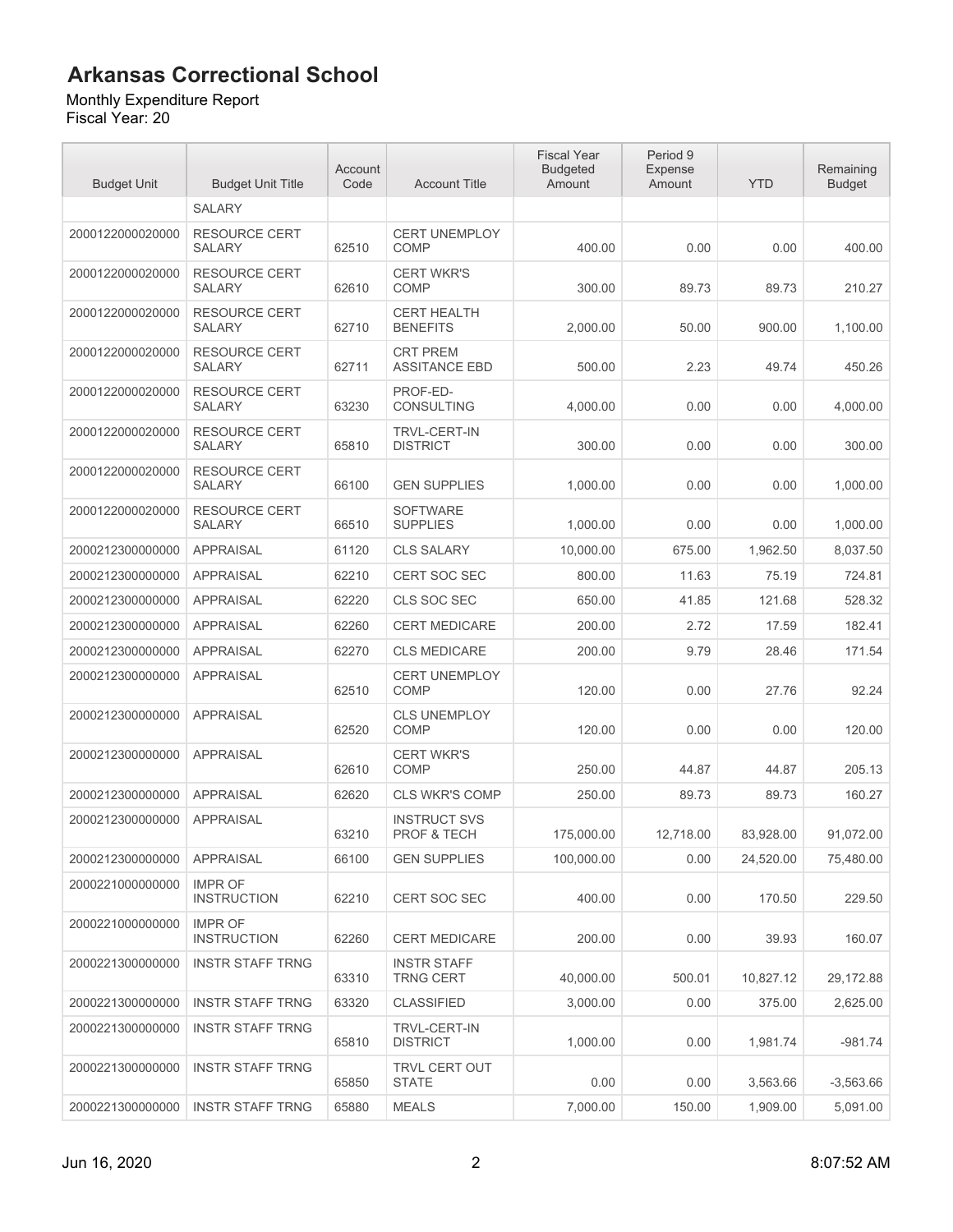# Arkansas Correctional School

Monthly Expenditure Report
Fiscal Year: 20

| Budget Unit | Budget Unit Title | Account Code | Account Title | Fiscal Year Budgeted Amount | Period 9 Expense Amount | YTD | Remaining Budget |
|---|---|---|---|---|---|---|---|
| | SALARY | | | | | | |
| 2000122000020000 | RESOURCE CERT SALARY | 62510 | CERT UNEMPLOY COMP | 400.00 | 0.00 | 0.00 | 400.00 |
| 2000122000020000 | RESOURCE CERT SALARY | 62610 | CERT WKR'S COMP | 300.00 | 89.73 | 89.73 | 210.27 |
| 2000122000020000 | RESOURCE CERT SALARY | 62710 | CERT HEALTH BENEFITS | 2,000.00 | 50.00 | 900.00 | 1,100.00 |
| 2000122000020000 | RESOURCE CERT SALARY | 62711 | CRT PREM ASSITANCE EBD | 500.00 | 2.23 | 49.74 | 450.26 |
| 2000122000020000 | RESOURCE CERT SALARY | 63230 | PROF-ED-CONSULTING | 4,000.00 | 0.00 | 0.00 | 4,000.00 |
| 2000122000020000 | RESOURCE CERT SALARY | 65810 | TRVL-CERT-IN DISTRICT | 300.00 | 0.00 | 0.00 | 300.00 |
| 2000122000020000 | RESOURCE CERT SALARY | 66100 | GEN SUPPLIES | 1,000.00 | 0.00 | 0.00 | 1,000.00 |
| 2000122000020000 | RESOURCE CERT SALARY | 66510 | SOFTWARE SUPPLIES | 1,000.00 | 0.00 | 0.00 | 1,000.00 |
| 2000212300000000 | APPRAISAL | 61120 | CLS SALARY | 10,000.00 | 675.00 | 1,962.50 | 8,037.50 |
| 2000212300000000 | APPRAISAL | 62210 | CERT SOC SEC | 800.00 | 11.63 | 75.19 | 724.81 |
| 2000212300000000 | APPRAISAL | 62220 | CLS SOC SEC | 650.00 | 41.85 | 121.68 | 528.32 |
| 2000212300000000 | APPRAISAL | 62260 | CERT MEDICARE | 200.00 | 2.72 | 17.59 | 182.41 |
| 2000212300000000 | APPRAISAL | 62270 | CLS MEDICARE | 200.00 | 9.79 | 28.46 | 171.54 |
| 2000212300000000 | APPRAISAL | 62510 | CERT UNEMPLOY COMP | 120.00 | 0.00 | 27.76 | 92.24 |
| 2000212300000000 | APPRAISAL | 62520 | CLS UNEMPLOY COMP | 120.00 | 0.00 | 0.00 | 120.00 |
| 2000212300000000 | APPRAISAL | 62610 | CERT WKR'S COMP | 250.00 | 44.87 | 44.87 | 205.13 |
| 2000212300000000 | APPRAISAL | 62620 | CLS WKR'S COMP | 250.00 | 89.73 | 89.73 | 160.27 |
| 2000212300000000 | APPRAISAL | 63210 | INSTRUCT SVS PROF & TECH | 175,000.00 | 12,718.00 | 83,928.00 | 91,072.00 |
| 2000212300000000 | APPRAISAL | 66100 | GEN SUPPLIES | 100,000.00 | 0.00 | 24,520.00 | 75,480.00 |
| 2000221000000000 | IMPR OF INSTRUCTION | 62210 | CERT SOC SEC | 400.00 | 0.00 | 170.50 | 229.50 |
| 2000221000000000 | IMPR OF INSTRUCTION | 62260 | CERT MEDICARE | 200.00 | 0.00 | 39.93 | 160.07 |
| 2000221300000000 | INSTR STAFF TRNG | 63310 | INSTR STAFF TRNG CERT | 40,000.00 | 500.01 | 10,827.12 | 29,172.88 |
| 2000221300000000 | INSTR STAFF TRNG | 63320 | CLASSIFIED | 3,000.00 | 0.00 | 375.00 | 2,625.00 |
| 2000221300000000 | INSTR STAFF TRNG | 65810 | TRVL-CERT-IN DISTRICT | 1,000.00 | 0.00 | 1,981.74 | -981.74 |
| 2000221300000000 | INSTR STAFF TRNG | 65850 | TRVL CERT OUT STATE | 0.00 | 0.00 | 3,563.66 | -3,563.66 |
| 2000221300000000 | INSTR STAFF TRNG | 65880 | MEALS | 7,000.00 | 150.00 | 1,909.00 | 5,091.00 |

Jun 16, 2020 8:07:52 AM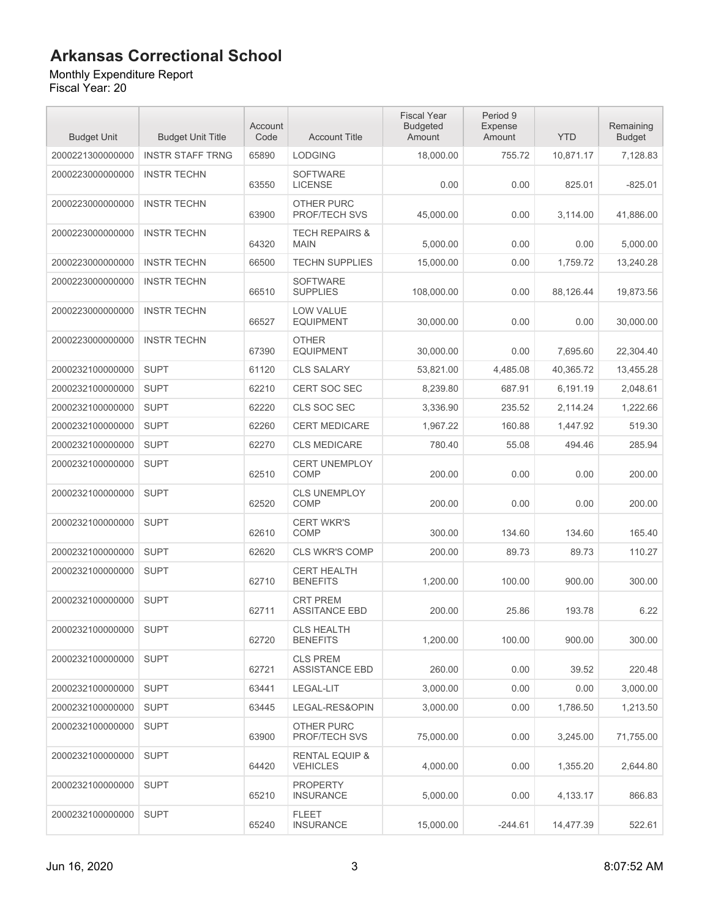# Arkansas Correctional School

Monthly Expenditure Report
Fiscal Year: 20

| Budget Unit | Budget Unit Title | Account Code | Account Title | Fiscal Year Budgeted Amount | Period 9 Expense Amount | YTD | Remaining Budget |
|---|---|---|---|---|---|---|---|
| 2000221300000000 | INSTR STAFF TRNG | 65890 | LODGING | 18,000.00 | 755.72 | 10,871.17 | 7,128.83 |
| 2000223000000000 | INSTR TECHN | 63550 | SOFTWARE LICENSE | 0.00 | 0.00 | 825.01 | -825.01 |
| 2000223000000000 | INSTR TECHN | 63900 | OTHER PURC PROF/TECH SVS | 45,000.00 | 0.00 | 3,114.00 | 41,886.00 |
| 2000223000000000 | INSTR TECHN | 64320 | TECH REPAIRS & MAIN | 5,000.00 | 0.00 | 0.00 | 5,000.00 |
| 2000223000000000 | INSTR TECHN | 66500 | TECHN SUPPLIES | 15,000.00 | 0.00 | 1,759.72 | 13,240.28 |
| 2000223000000000 | INSTR TECHN | 66510 | SOFTWARE SUPPLIES | 108,000.00 | 0.00 | 88,126.44 | 19,873.56 |
| 2000223000000000 | INSTR TECHN | 66527 | LOW VALUE EQUIPMENT | 30,000.00 | 0.00 | 0.00 | 30,000.00 |
| 2000223000000000 | INSTR TECHN | 67390 | OTHER EQUIPMENT | 30,000.00 | 0.00 | 7,695.60 | 22,304.40 |
| 2000232100000000 | SUPT | 61120 | CLS SALARY | 53,821.00 | 4,485.08 | 40,365.72 | 13,455.28 |
| 2000232100000000 | SUPT | 62210 | CERT SOC SEC | 8,239.80 | 687.91 | 6,191.19 | 2,048.61 |
| 2000232100000000 | SUPT | 62220 | CLS SOC SEC | 3,336.90 | 235.52 | 2,114.24 | 1,222.66 |
| 2000232100000000 | SUPT | 62260 | CERT MEDICARE | 1,967.22 | 160.88 | 1,447.92 | 519.30 |
| 2000232100000000 | SUPT | 62270 | CLS MEDICARE | 780.40 | 55.08 | 494.46 | 285.94 |
| 2000232100000000 | SUPT | 62510 | CERT UNEMPLOY COMP | 200.00 | 0.00 | 0.00 | 200.00 |
| 2000232100000000 | SUPT | 62520 | CLS UNEMPLOY COMP | 200.00 | 0.00 | 0.00 | 200.00 |
| 2000232100000000 | SUPT | 62610 | CERT WKR'S COMP | 300.00 | 134.60 | 134.60 | 165.40 |
| 2000232100000000 | SUPT | 62620 | CLS WKR'S COMP | 200.00 | 89.73 | 89.73 | 110.27 |
| 2000232100000000 | SUPT | 62710 | CERT HEALTH BENEFITS | 1,200.00 | 100.00 | 900.00 | 300.00 |
| 2000232100000000 | SUPT | 62711 | CRT PREM ASSITANCE EBD | 200.00 | 25.86 | 193.78 | 6.22 |
| 2000232100000000 | SUPT | 62720 | CLS HEALTH BENEFITS | 1,200.00 | 100.00 | 900.00 | 300.00 |
| 2000232100000000 | SUPT | 62721 | CLS PREM ASSISTANCE EBD | 260.00 | 0.00 | 39.52 | 220.48 |
| 2000232100000000 | SUPT | 63441 | LEGAL-LIT | 3,000.00 | 0.00 | 0.00 | 3,000.00 |
| 2000232100000000 | SUPT | 63445 | LEGAL-RES&OPIN | 3,000.00 | 0.00 | 1,786.50 | 1,213.50 |
| 2000232100000000 | SUPT | 63900 | OTHER PURC PROF/TECH SVS | 75,000.00 | 0.00 | 3,245.00 | 71,755.00 |
| 2000232100000000 | SUPT | 64420 | RENTAL EQUIP & VEHICLES | 4,000.00 | 0.00 | 1,355.20 | 2,644.80 |
| 2000232100000000 | SUPT | 65210 | PROPERTY INSURANCE | 5,000.00 | 0.00 | 4,133.17 | 866.83 |
| 2000232100000000 | SUPT | 65240 | FLEET INSURANCE | 15,000.00 | -244.61 | 14,477.39 | 522.61 |

Jun 16, 2020 8:07:52 AM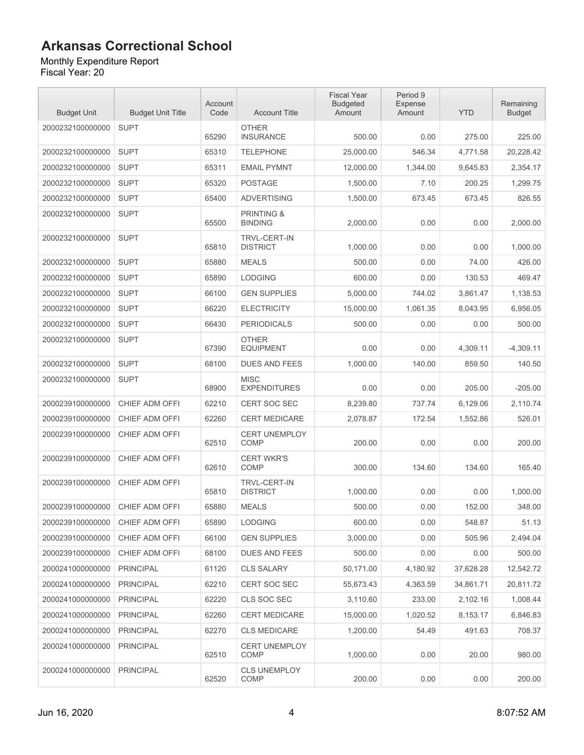# Arkansas Correctional School

Monthly Expenditure Report
Fiscal Year: 20

| Budget Unit | Budget Unit Title | Account Code | Account Title | Fiscal Year Budgeted Amount | Period 9 Expense Amount | YTD | Remaining Budget |
|---|---|---|---|---|---|---|---|
| 2000232100000000 | SUPT | 65290 | OTHER INSURANCE | 500.00 | 0.00 | 275.00 | 225.00 |
| 2000232100000000 | SUPT | 65310 | TELEPHONE | 25,000.00 | 546.34 | 4,771.58 | 20,228.42 |
| 2000232100000000 | SUPT | 65311 | EMAIL PYMNT | 12,000.00 | 1,344.00 | 9,645.83 | 2,354.17 |
| 2000232100000000 | SUPT | 65320 | POSTAGE | 1,500.00 | 7.10 | 200.25 | 1,299.75 |
| 2000232100000000 | SUPT | 65400 | ADVERTISING | 1,500.00 | 673.45 | 673.45 | 826.55 |
| 2000232100000000 | SUPT | 65500 | PRINTING & BINDING | 2,000.00 | 0.00 | 0.00 | 2,000.00 |
| 2000232100000000 | SUPT | 65810 | TRVL-CERT-IN DISTRICT | 1,000.00 | 0.00 | 0.00 | 1,000.00 |
| 2000232100000000 | SUPT | 65880 | MEALS | 500.00 | 0.00 | 74.00 | 426.00 |
| 2000232100000000 | SUPT | 65890 | LODGING | 600.00 | 0.00 | 130.53 | 469.47 |
| 2000232100000000 | SUPT | 66100 | GEN SUPPLIES | 5,000.00 | 744.02 | 3,861.47 | 1,138.53 |
| 2000232100000000 | SUPT | 66220 | ELECTRICITY | 15,000.00 | 1,061.35 | 8,043.95 | 6,956.05 |
| 2000232100000000 | SUPT | 66430 | PERIODICALS | 500.00 | 0.00 | 0.00 | 500.00 |
| 2000232100000000 | SUPT | 67390 | OTHER EQUIPMENT | 0.00 | 0.00 | 4,309.11 | -4,309.11 |
| 2000232100000000 | SUPT | 68100 | DUES AND FEES | 1,000.00 | 140.00 | 859.50 | 140.50 |
| 2000232100000000 | SUPT | 68900 | MISC EXPENDITURES | 0.00 | 0.00 | 205.00 | -205.00 |
| 2000239100000000 | CHIEF ADM OFFI | 62210 | CERT SOC SEC | 8,239.80 | 737.74 | 6,129.06 | 2,110.74 |
| 2000239100000000 | CHIEF ADM OFFI | 62260 | CERT MEDICARE | 2,078.87 | 172.54 | 1,552.86 | 526.01 |
| 2000239100000000 | CHIEF ADM OFFI | 62510 | CERT UNEMPLOY COMP | 200.00 | 0.00 | 0.00 | 200.00 |
| 2000239100000000 | CHIEF ADM OFFI | 62610 | CERT WKR'S COMP | 300.00 | 134.60 | 134.60 | 165.40 |
| 2000239100000000 | CHIEF ADM OFFI | 65810 | TRVL-CERT-IN DISTRICT | 1,000.00 | 0.00 | 0.00 | 1,000.00 |
| 2000239100000000 | CHIEF ADM OFFI | 65880 | MEALS | 500.00 | 0.00 | 152.00 | 348.00 |
| 2000239100000000 | CHIEF ADM OFFI | 65890 | LODGING | 600.00 | 0.00 | 548.87 | 51.13 |
| 2000239100000000 | CHIEF ADM OFFI | 66100 | GEN SUPPLIES | 3,000.00 | 0.00 | 505.96 | 2,494.04 |
| 2000239100000000 | CHIEF ADM OFFI | 68100 | DUES AND FEES | 500.00 | 0.00 | 0.00 | 500.00 |
| 2000241000000000 | PRINCIPAL | 61120 | CLS SALARY | 50,171.00 | 4,180.92 | 37,628.28 | 12,542.72 |
| 2000241000000000 | PRINCIPAL | 62210 | CERT SOC SEC | 55,673.43 | 4,363.59 | 34,861.71 | 20,811.72 |
| 2000241000000000 | PRINCIPAL | 62220 | CLS SOC SEC | 3,110.60 | 233.00 | 2,102.16 | 1,008.44 |
| 2000241000000000 | PRINCIPAL | 62260 | CERT MEDICARE | 15,000.00 | 1,020.52 | 8,153.17 | 6,846.83 |
| 2000241000000000 | PRINCIPAL | 62270 | CLS MEDICARE | 1,200.00 | 54.49 | 491.63 | 708.37 |
| 2000241000000000 | PRINCIPAL | 62510 | CERT UNEMPLOY COMP | 1,000.00 | 0.00 | 20.00 | 980.00 |
| 2000241000000000 | PRINCIPAL | 62520 | CLS UNEMPLOY COMP | 200.00 | 0.00 | 0.00 | 200.00 |

Jun 16, 2020 8:07:52 AM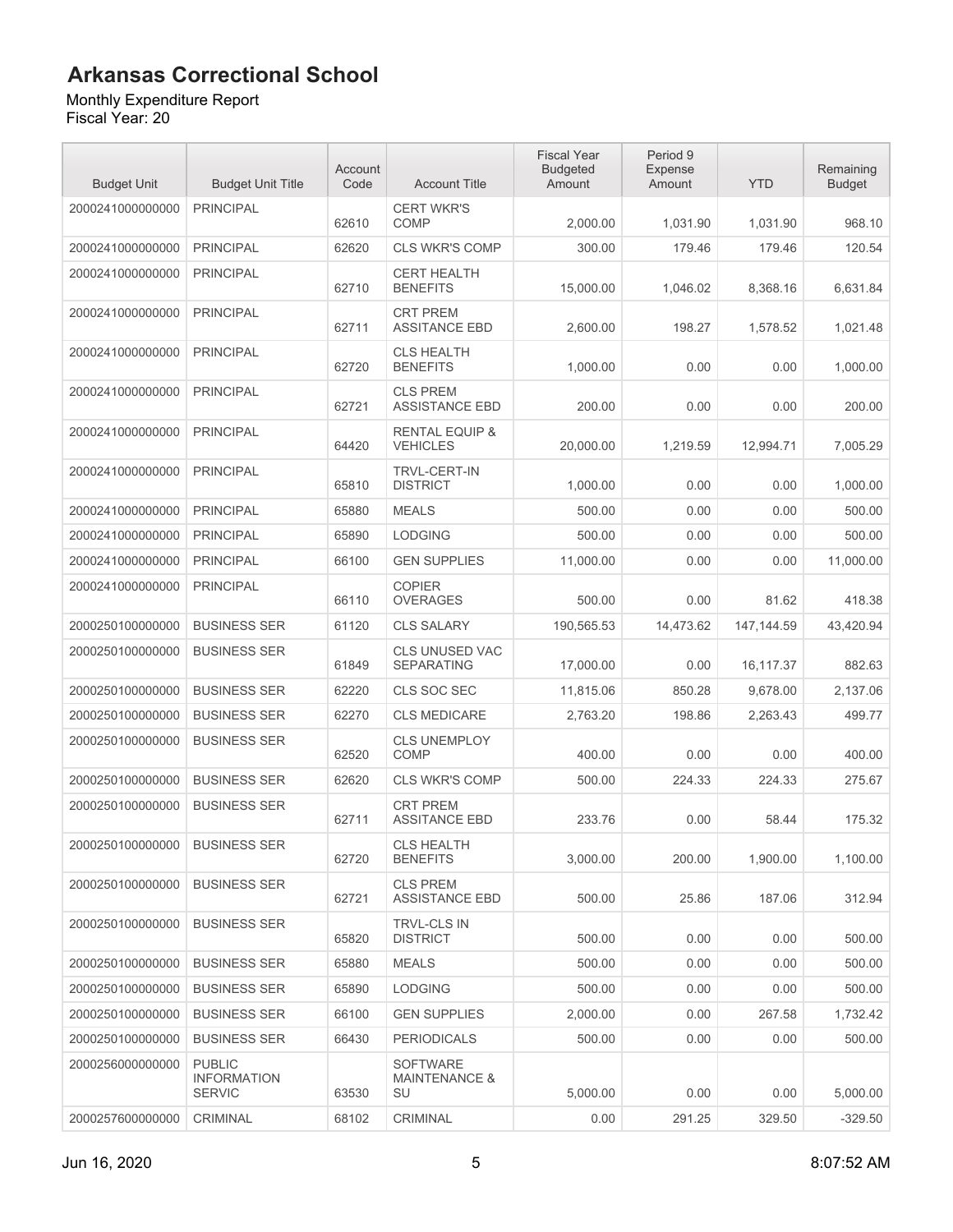# Arkansas Correctional School

Monthly Expenditure Report
Fiscal Year: 20

| Budget Unit | Budget Unit Title | Account Code | Account Title | Fiscal Year Budgeted Amount | Period 9 Expense Amount | YTD | Remaining Budget |
|---|---|---|---|---|---|---|---|
| 2000241000000000 | PRINCIPAL | 62610 | CERT WKR'S COMP | 2,000.00 | 1,031.90 | 1,031.90 | 968.10 |
| 2000241000000000 | PRINCIPAL | 62620 | CLS WKR'S COMP | 300.00 | 179.46 | 179.46 | 120.54 |
| 2000241000000000 | PRINCIPAL | 62710 | CERT HEALTH BENEFITS | 15,000.00 | 1,046.02 | 8,368.16 | 6,631.84 |
| 2000241000000000 | PRINCIPAL | 62711 | CRT PREM ASSITANCE EBD | 2,600.00 | 198.27 | 1,578.52 | 1,021.48 |
| 2000241000000000 | PRINCIPAL | 62720 | CLS HEALTH BENEFITS | 1,000.00 | 0.00 | 0.00 | 1,000.00 |
| 2000241000000000 | PRINCIPAL | 62721 | CLS PREM ASSISTANCE EBD | 200.00 | 0.00 | 0.00 | 200.00 |
| 2000241000000000 | PRINCIPAL | 64420 | RENTAL EQUIP & VEHICLES | 20,000.00 | 1,219.59 | 12,994.71 | 7,005.29 |
| 2000241000000000 | PRINCIPAL | 65810 | TRVL-CERT-IN DISTRICT | 1,000.00 | 0.00 | 0.00 | 1,000.00 |
| 2000241000000000 | PRINCIPAL | 65880 | MEALS | 500.00 | 0.00 | 0.00 | 500.00 |
| 2000241000000000 | PRINCIPAL | 65890 | LODGING | 500.00 | 0.00 | 0.00 | 500.00 |
| 2000241000000000 | PRINCIPAL | 66100 | GEN SUPPLIES | 11,000.00 | 0.00 | 0.00 | 11,000.00 |
| 2000241000000000 | PRINCIPAL | 66110 | COPIER OVERAGES | 500.00 | 0.00 | 81.62 | 418.38 |
| 2000250100000000 | BUSINESS SER | 61120 | CLS SALARY | 190,565.53 | 14,473.62 | 147,144.59 | 43,420.94 |
| 2000250100000000 | BUSINESS SER | 61849 | CLS UNUSED VAC SEPARATING | 17,000.00 | 0.00 | 16,117.37 | 882.63 |
| 2000250100000000 | BUSINESS SER | 62220 | CLS SOC SEC | 11,815.06 | 850.28 | 9,678.00 | 2,137.06 |
| 2000250100000000 | BUSINESS SER | 62270 | CLS MEDICARE | 2,763.20 | 198.86 | 2,263.43 | 499.77 |
| 2000250100000000 | BUSINESS SER | 62520 | CLS UNEMPLOY COMP | 400.00 | 0.00 | 0.00 | 400.00 |
| 2000250100000000 | BUSINESS SER | 62620 | CLS WKR'S COMP | 500.00 | 224.33 | 224.33 | 275.67 |
| 2000250100000000 | BUSINESS SER | 62711 | CRT PREM ASSITANCE EBD | 233.76 | 0.00 | 58.44 | 175.32 |
| 2000250100000000 | BUSINESS SER | 62720 | CLS HEALTH BENEFITS | 3,000.00 | 200.00 | 1,900.00 | 1,100.00 |
| 2000250100000000 | BUSINESS SER | 62721 | CLS PREM ASSISTANCE EBD | 500.00 | 25.86 | 187.06 | 312.94 |
| 2000250100000000 | BUSINESS SER | 65820 | TRVL-CLS IN DISTRICT | 500.00 | 0.00 | 0.00 | 500.00 |
| 2000250100000000 | BUSINESS SER | 65880 | MEALS | 500.00 | 0.00 | 0.00 | 500.00 |
| 2000250100000000 | BUSINESS SER | 65890 | LODGING | 500.00 | 0.00 | 0.00 | 500.00 |
| 2000250100000000 | BUSINESS SER | 66100 | GEN SUPPLIES | 2,000.00 | 0.00 | 267.58 | 1,732.42 |
| 2000250100000000 | BUSINESS SER | 66430 | PERIODICALS | 500.00 | 0.00 | 0.00 | 500.00 |
| 2000256000000000 | PUBLIC INFORMATION SERVIC | 63530 | SOFTWARE MAINTENANCE & SU | 5,000.00 | 0.00 | 0.00 | 5,000.00 |
| 2000257600000000 | CRIMINAL | 68102 | CRIMINAL | 0.00 | 291.25 | 329.50 | -329.50 |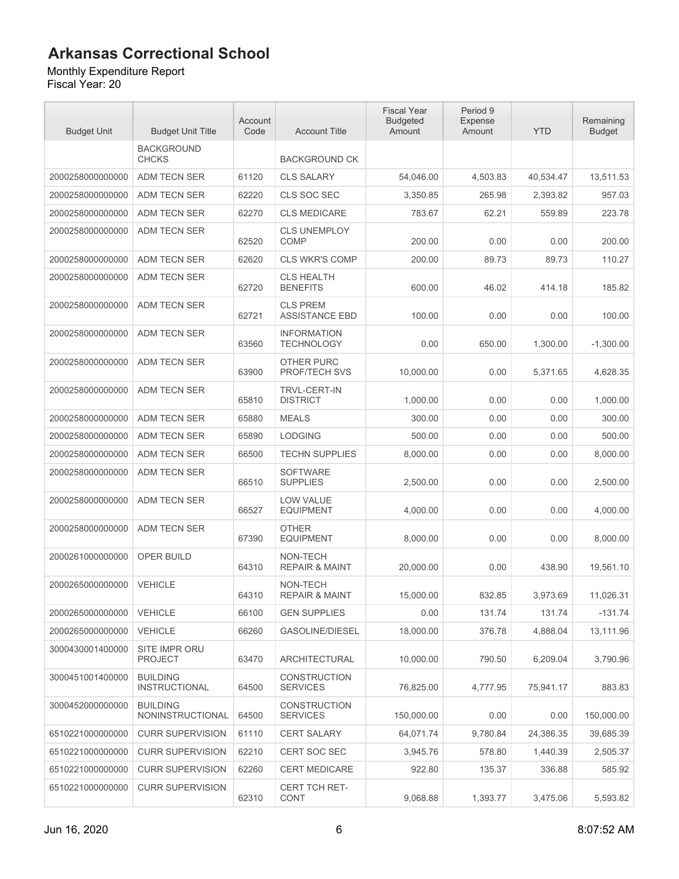# Arkansas Correctional School

Monthly Expenditure Report
Fiscal Year: 20

| Budget Unit | Budget Unit Title | Account Code | Account Title | Fiscal Year Budgeted Amount | Period 9 Expense Amount | YTD | Remaining Budget |
|---|---|---|---|---|---|---|---|
| | BACKGROUND CHCKS | | BACKGROUND CK | | | | |
| 2000258000000000 | ADM TECN SER | 61120 | CLS SALARY | 54,046.00 | 4,503.83 | 40,534.47 | 13,511.53 |
| 2000258000000000 | ADM TECN SER | 62220 | CLS SOC SEC | 3,350.85 | 265.98 | 2,393.82 | 957.03 |
| 2000258000000000 | ADM TECN SER | 62270 | CLS MEDICARE | 783.67 | 62.21 | 559.89 | 223.78 |
| 2000258000000000 | ADM TECN SER | 62520 | CLS UNEMPLOY COMP | 200.00 | 0.00 | 0.00 | 200.00 |
| 2000258000000000 | ADM TECN SER | 62620 | CLS WKR'S COMP | 200.00 | 89.73 | 89.73 | 110.27 |
| 2000258000000000 | ADM TECN SER | 62720 | CLS HEALTH BENEFITS | 600.00 | 46.02 | 414.18 | 185.82 |
| 2000258000000000 | ADM TECN SER | 62721 | CLS PREM ASSISTANCE EBD | 100.00 | 0.00 | 0.00 | 100.00 |
| 2000258000000000 | ADM TECN SER | 63560 | INFORMATION TECHNOLOGY | 0.00 | 650.00 | 1,300.00 | -1,300.00 |
| 2000258000000000 | ADM TECN SER | 63900 | OTHER PURC PROF/TECH SVS | 10,000.00 | 0.00 | 5,371.65 | 4,628.35 |
| 2000258000000000 | ADM TECN SER | 65810 | TRVL-CERT-IN DISTRICT | 1,000.00 | 0.00 | 0.00 | 1,000.00 |
| 2000258000000000 | ADM TECN SER | 65880 | MEALS | 300.00 | 0.00 | 0.00 | 300.00 |
| 2000258000000000 | ADM TECN SER | 65890 | LODGING | 500.00 | 0.00 | 0.00 | 500.00 |
| 2000258000000000 | ADM TECN SER | 66500 | TECHN SUPPLIES | 8,000.00 | 0.00 | 0.00 | 8,000.00 |
| 2000258000000000 | ADM TECN SER | 66510 | SOFTWARE SUPPLIES | 2,500.00 | 0.00 | 0.00 | 2,500.00 |
| 2000258000000000 | ADM TECN SER | 66527 | LOW VALUE EQUIPMENT | 4,000.00 | 0.00 | 0.00 | 4,000.00 |
| 2000258000000000 | ADM TECN SER | 67390 | OTHER EQUIPMENT | 8,000.00 | 0.00 | 0.00 | 8,000.00 |
| 2000261000000000 | OPER BUILD | 64310 | NON-TECH REPAIR & MAINT | 20,000.00 | 0.00 | 438.90 | 19,561.10 |
| 2000265000000000 | VEHICLE | 64310 | NON-TECH REPAIR & MAINT | 15,000.00 | 832.85 | 3,973.69 | 11,026.31 |
| 2000265000000000 | VEHICLE | 66100 | GEN SUPPLIES | 0.00 | 131.74 | 131.74 | -131.74 |
| 2000265000000000 | VEHICLE | 66260 | GASOLINE/DIESEL | 18,000.00 | 376.78 | 4,888.04 | 13,111.96 |
| 3000430001400000 | SITE IMPR ORU PROJECT | 63470 | ARCHITECTURAL | 10,000.00 | 790.50 | 6,209.04 | 3,790.96 |
| 3000451001400000 | BUILDING INSTRUCTIONAL | 64500 | CONSTRUCTION SERVICES | 76,825.00 | 4,777.95 | 75,941.17 | 883.83 |
| 3000452000000000 | BUILDING NONINSTRUCTIONAL | 64500 | CONSTRUCTION SERVICES | 150,000.00 | 0.00 | 0.00 | 150,000.00 |
| 6510221000000000 | CURR SUPERVISION | 61110 | CERT SALARY | 64,071.74 | 9,780.84 | 24,386.35 | 39,685.39 |
| 6510221000000000 | CURR SUPERVISION | 62210 | CERT SOC SEC | 3,945.76 | 578.80 | 1,440.39 | 2,505.37 |
| 6510221000000000 | CURR SUPERVISION | 62260 | CERT MEDICARE | 922.80 | 135.37 | 336.88 | 585.92 |
| 6510221000000000 | CURR SUPERVISION | 62310 | CERT TCH RET-CONT | 9,068.88 | 1,393.77 | 3,475.06 | 5,593.82 |

Jun 16, 2020 — 8:07:52 AM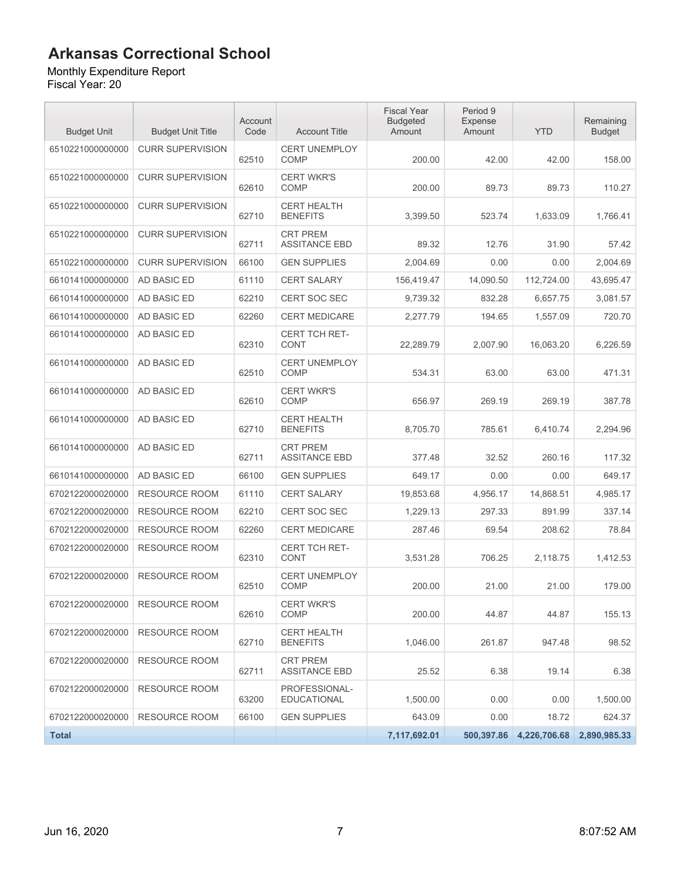# Arkansas Correctional School

Monthly Expenditure Report
Fiscal Year: 20

| Budget Unit | Budget Unit Title | Account Code | Account Title | Fiscal Year Budgeted Amount | Period 9 Expense Amount | YTD | Remaining Budget |
|---|---|---|---|---|---|---|---|
| 6510221000000000 | CURR SUPERVISION | 62510 | CERT UNEMPLOY COMP | 200.00 | 42.00 | 42.00 | 158.00 |
| 6510221000000000 | CURR SUPERVISION | 62610 | CERT WKR'S COMP | 200.00 | 89.73 | 89.73 | 110.27 |
| 6510221000000000 | CURR SUPERVISION | 62710 | CERT HEALTH BENEFITS | 3,399.50 | 523.74 | 1,633.09 | 1,766.41 |
| 6510221000000000 | CURR SUPERVISION | 62711 | CRT PREM ASSITANCE EBD | 89.32 | 12.76 | 31.90 | 57.42 |
| 6510221000000000 | CURR SUPERVISION | 66100 | GEN SUPPLIES | 2,004.69 | 0.00 | 0.00 | 2,004.69 |
| 6610141000000000 | AD BASIC ED | 61110 | CERT SALARY | 156,419.47 | 14,090.50 | 112,724.00 | 43,695.47 |
| 6610141000000000 | AD BASIC ED | 62210 | CERT SOC SEC | 9,739.32 | 832.28 | 6,657.75 | 3,081.57 |
| 6610141000000000 | AD BASIC ED | 62260 | CERT MEDICARE | 2,277.79 | 194.65 | 1,557.09 | 720.70 |
| 6610141000000000 | AD BASIC ED | 62310 | CERT TCH RET-CONT | 22,289.79 | 2,007.90 | 16,063.20 | 6,226.59 |
| 6610141000000000 | AD BASIC ED | 62510 | CERT UNEMPLOY COMP | 534.31 | 63.00 | 63.00 | 471.31 |
| 6610141000000000 | AD BASIC ED | 62610 | CERT WKR'S COMP | 656.97 | 269.19 | 269.19 | 387.78 |
| 6610141000000000 | AD BASIC ED | 62710 | CERT HEALTH BENEFITS | 8,705.70 | 785.61 | 6,410.74 | 2,294.96 |
| 6610141000000000 | AD BASIC ED | 62711 | CRT PREM ASSITANCE EBD | 377.48 | 32.52 | 260.16 | 117.32 |
| 6610141000000000 | AD BASIC ED | 66100 | GEN SUPPLIES | 649.17 | 0.00 | 0.00 | 649.17 |
| 6702122000020000 | RESOURCE ROOM | 61110 | CERT SALARY | 19,853.68 | 4,956.17 | 14,868.51 | 4,985.17 |
| 6702122000020000 | RESOURCE ROOM | 62210 | CERT SOC SEC | 1,229.13 | 297.33 | 891.99 | 337.14 |
| 6702122000020000 | RESOURCE ROOM | 62260 | CERT MEDICARE | 287.46 | 69.54 | 208.62 | 78.84 |
| 6702122000020000 | RESOURCE ROOM | 62310 | CERT TCH RET-CONT | 3,531.28 | 706.25 | 2,118.75 | 1,412.53 |
| 6702122000020000 | RESOURCE ROOM | 62510 | CERT UNEMPLOY COMP | 200.00 | 21.00 | 21.00 | 179.00 |
| 6702122000020000 | RESOURCE ROOM | 62610 | CERT WKR'S COMP | 200.00 | 44.87 | 44.87 | 155.13 |
| 6702122000020000 | RESOURCE ROOM | 62710 | CERT HEALTH BENEFITS | 1,046.00 | 261.87 | 947.48 | 98.52 |
| 6702122000020000 | RESOURCE ROOM | 62711 | CRT PREM ASSITANCE EBD | 25.52 | 6.38 | 19.14 | 6.38 |
| 6702122000020000 | RESOURCE ROOM | 63200 | PROFESSIONAL-EDUCATIONAL | 1,500.00 | 0.00 | 0.00 | 1,500.00 |
| 6702122000020000 | RESOURCE ROOM | 66100 | GEN SUPPLIES | 643.09 | 0.00 | 18.72 | 624.37 |
| **Total** | | | | **7,117,692.01** | **500,397.86** | **4,226,706.68** | **2,890,985.33** |

Jun 16, 2020 | 8:07:52 AM